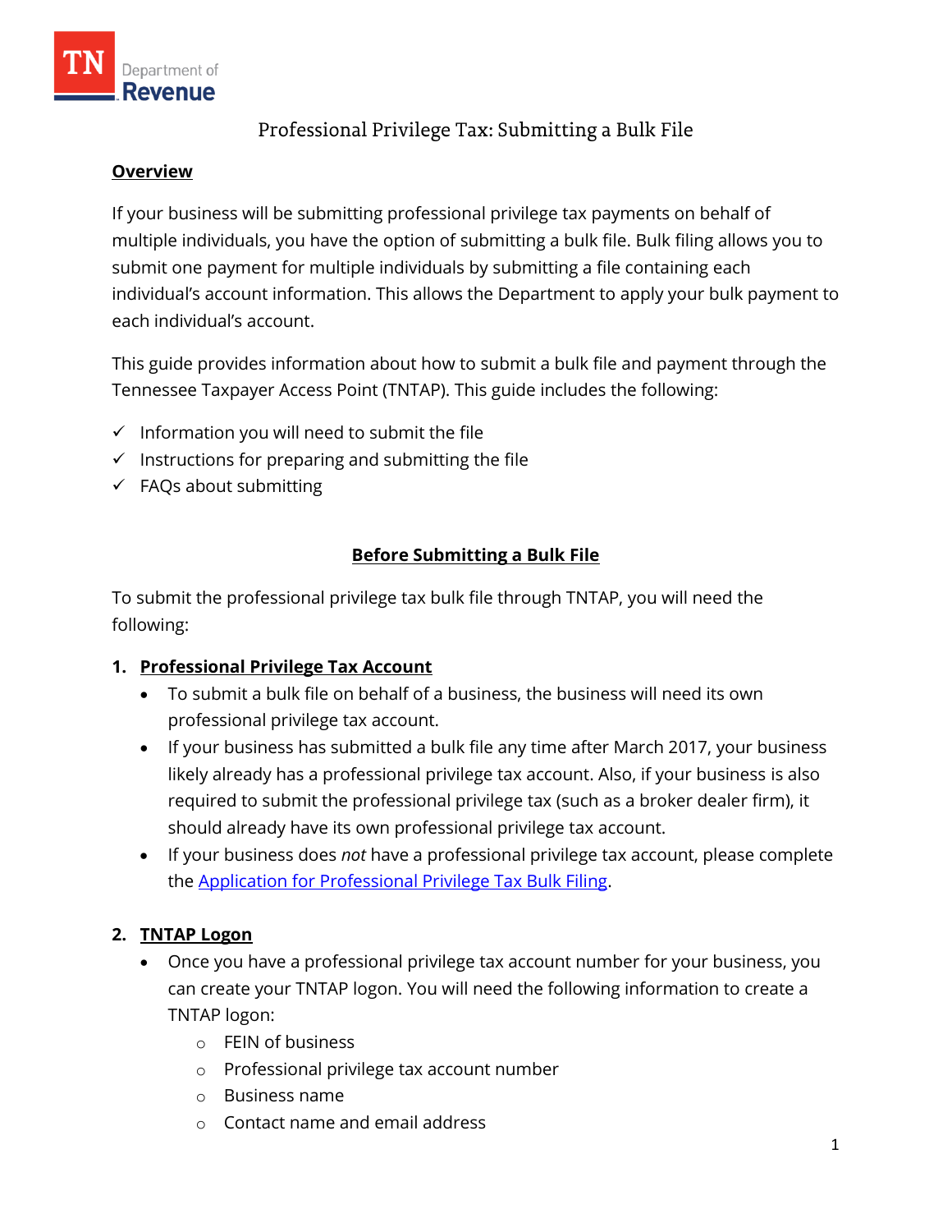# Professional Privilege Tax: Submitting a Bulk File

## Overview

If your business will be submitting professional privilege tax payments on behalf of multiple individuals, you have the option of submitting a bulk file. Bulk filing allows you to submit one payment for multiple individuals by submitting a file containing each individual's account information. This allows the Department to apply your bulk payment to each individual's account.

This guide provides information about how to submit a bulk file and payment through the Tennessee Taxpayer Access Point (TNTAP). This guide includes the following:

- ✓ Information you will need to submit the file
- ✓ Instructions for preparing and submitting the file
- ✓ FAQs about submitting

## Before Submitting a Bulk File

To submit the professional privilege tax bulk file through TNTAP, you will need the following:

### 1. Professional Privilege Tax Account

- To submit a bulk file on behalf of a business, the business will need its own professional privilege tax account.
- If your business has submitted a bulk file any time after March 2017, your business likely already has a professional privilege tax account. Also, if your business is also required to submit the professional privilege tax (such as a broker dealer firm), it should already have its own professional privilege tax account.
- If your business does *not* have a professional privilege tax account, please complete the [Application for Professional Privilege Tax Bulk Filing](#).

### 2. TNTAP Logon

- Once you have a professional privilege tax account number for your business, you can create your TNTAP logon. You will need the following information to create a TNTAP logon:
  - FEIN of business
  - Professional privilege tax account number
  - Business name
  - Contact name and email address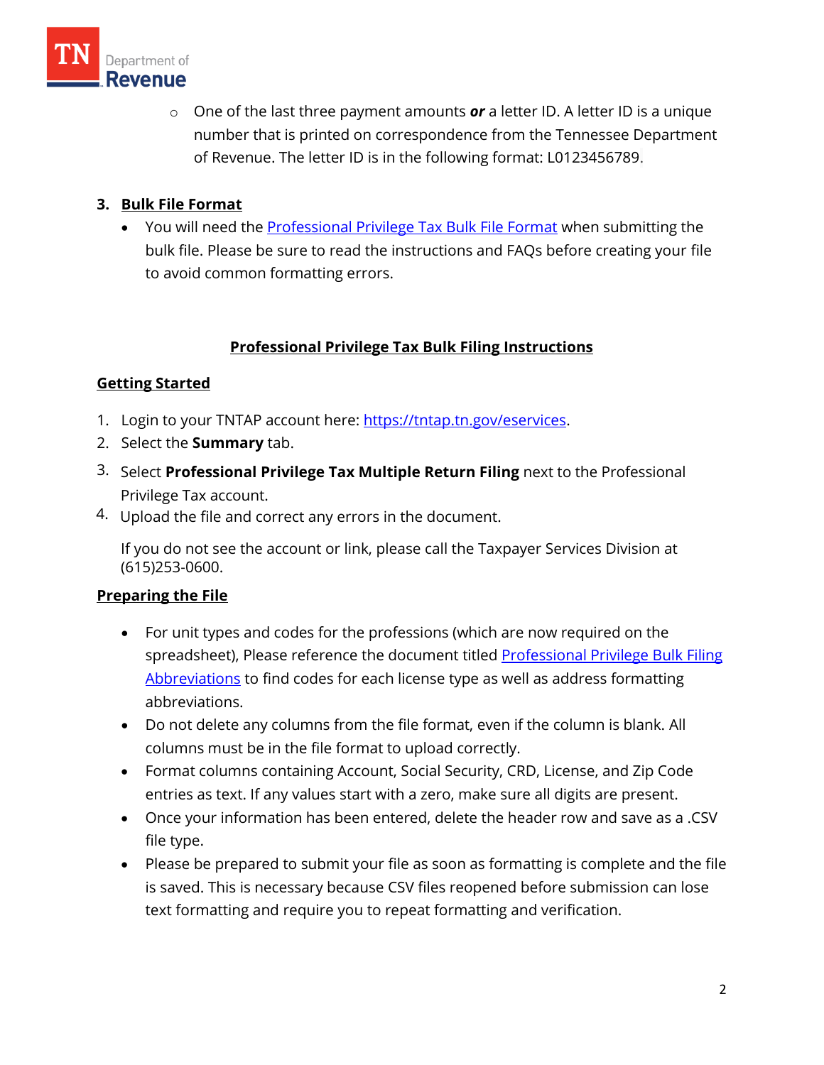- One of the last three payment amounts ***or*** a letter ID. A letter ID is a unique number that is printed on correspondence from the Tennessee Department of Revenue. The letter ID is in the following format: L0123456789.

3. **Bulk File Format**

- You will need the Professional Privilege Tax Bulk File Format when submitting the bulk file. Please be sure to read the instructions and FAQs before creating your file to avoid common formatting errors.

## Professional Privilege Tax Bulk Filing Instructions

### Getting Started

1. Login to your TNTAP account here: https://tntap.tn.gov/eservices.
2. Select the **Summary** tab.
3. Select **Professional Privilege Tax Multiple Return Filing** next to the Professional Privilege Tax account.
4. Upload the file and correct any errors in the document.

If you do not see the account or link, please call the Taxpayer Services Division at (615)253-0600.

### Preparing the File

- For unit types and codes for the professions (which are now required on the spreadsheet), Please reference the document titled Professional Privilege Bulk Filing Abbreviations to find codes for each license type as well as address formatting abbreviations.
- Do not delete any columns from the file format, even if the column is blank. All columns must be in the file format to upload correctly.
- Format columns containing Account, Social Security, CRD, License, and Zip Code entries as text. If any values start with a zero, make sure all digits are present.
- Once your information has been entered, delete the header row and save as a .CSV file type.
- Please be prepared to submit your file as soon as formatting is complete and the file is saved. This is necessary because CSV files reopened before submission can lose text formatting and require you to repeat formatting and verification.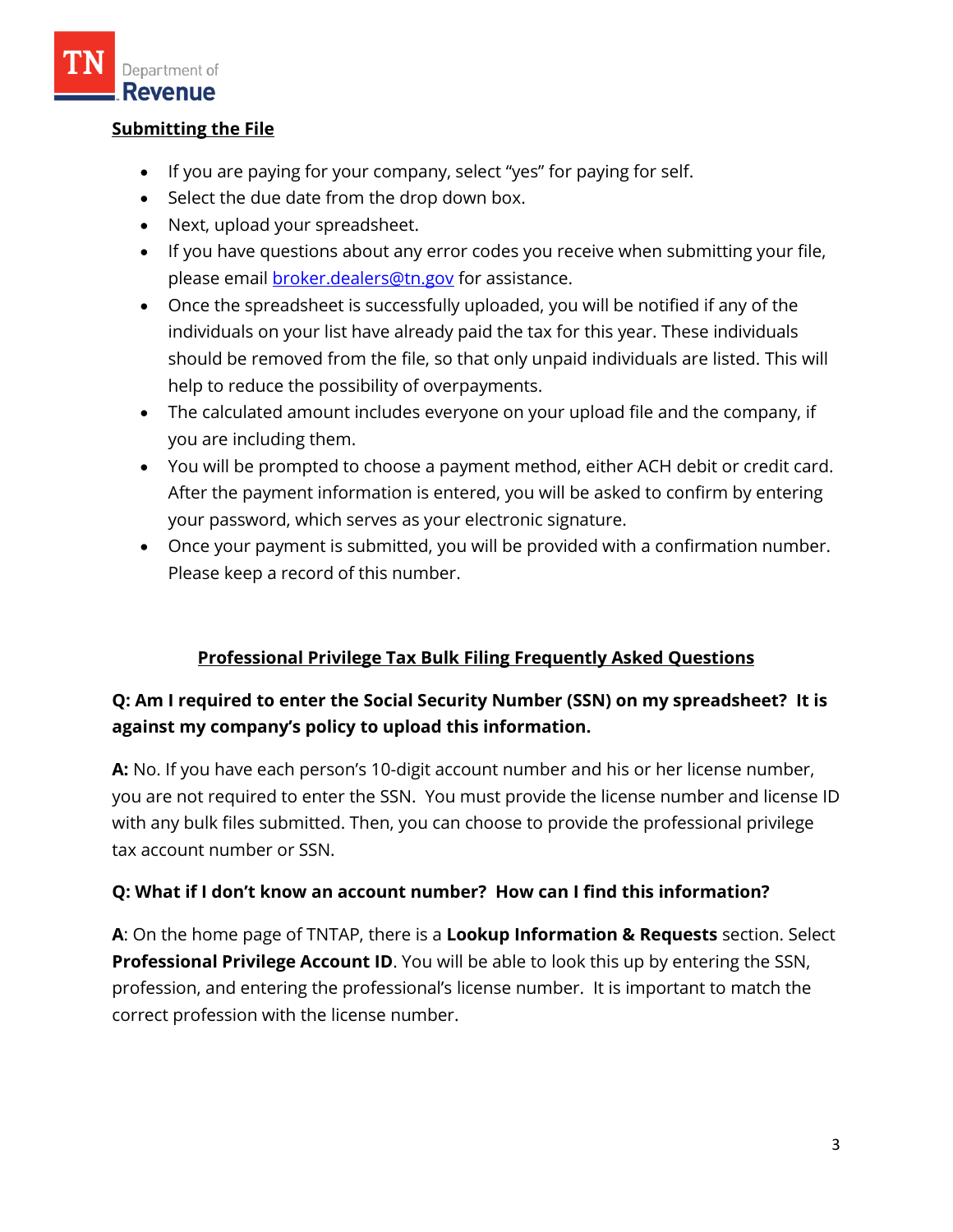## Submitting the File

- If you are paying for your company, select "yes" for paying for self.
- Select the due date from the drop down box.
- Next, upload your spreadsheet.
- If you have questions about any error codes you receive when submitting your file, please email broker.dealers@tn.gov for assistance.
- Once the spreadsheet is successfully uploaded, you will be notified if any of the individuals on your list have already paid the tax for this year. These individuals should be removed from the file, so that only unpaid individuals are listed. This will help to reduce the possibility of overpayments.
- The calculated amount includes everyone on your upload file and the company, if you are including them.
- You will be prompted to choose a payment method, either ACH debit or credit card. After the payment information is entered, you will be asked to confirm by entering your password, which serves as your electronic signature.
- Once your payment is submitted, you will be provided with a confirmation number. Please keep a record of this number.

## Professional Privilege Tax Bulk Filing Frequently Asked Questions

**Q: Am I required to enter the Social Security Number (SSN) on my spreadsheet? It is against my company's policy to upload this information.**

**A:** No. If you have each person's 10-digit account number and his or her license number, you are not required to enter the SSN. You must provide the license number and license ID with any bulk files submitted. Then, you can choose to provide the professional privilege tax account number or SSN.

**Q: What if I don't know an account number? How can I find this information?**

**A**: On the home page of TNTAP, there is a **Lookup Information & Requests** section. Select **Professional Privilege Account ID**. You will be able to look this up by entering the SSN, profession, and entering the professional's license number. It is important to match the correct profession with the license number.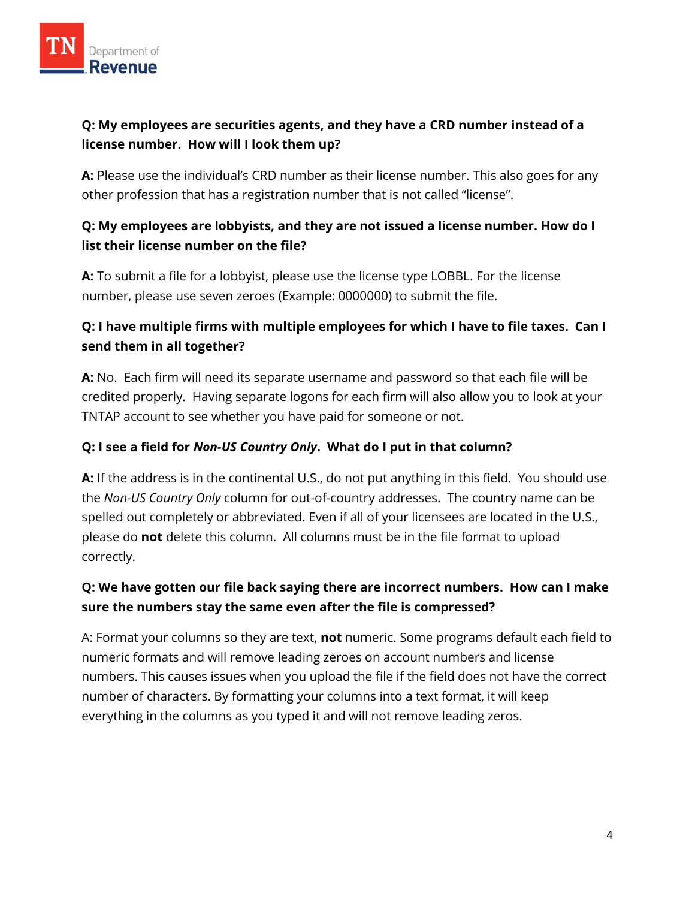**Q: My employees are securities agents, and they have a CRD number instead of a license number. How will I look them up?**

**A:** Please use the individual's CRD number as their license number. This also goes for any other profession that has a registration number that is not called "license".

**Q: My employees are lobbyists, and they are not issued a license number. How do I list their license number on the file?**

**A:** To submit a file for a lobbyist, please use the license type LOBBL. For the license number, please use seven zeroes (Example: 0000000) to submit the file.

**Q: I have multiple firms with multiple employees for which I have to file taxes. Can I send them in all together?**

**A:** No. Each firm will need its separate username and password so that each file will be credited properly. Having separate logons for each firm will also allow you to look at your TNTAP account to see whether you have paid for someone or not.

**Q: I see a field for *Non-US Country Only*. What do I put in that column?**

**A:** If the address is in the continental U.S., do not put anything in this field. You should use the *Non-US Country Only* column for out-of-country addresses. The country name can be spelled out completely or abbreviated. Even if all of your licensees are located in the U.S., please do **not** delete this column. All columns must be in the file format to upload correctly.

**Q: We have gotten our file back saying there are incorrect numbers. How can I make sure the numbers stay the same even after the file is compressed?**

A: Format your columns so they are text, **not** numeric. Some programs default each field to numeric formats and will remove leading zeroes on account numbers and license numbers. This causes issues when you upload the file if the field does not have the correct number of characters. By formatting your columns into a text format, it will keep everything in the columns as you typed it and will not remove leading zeros.